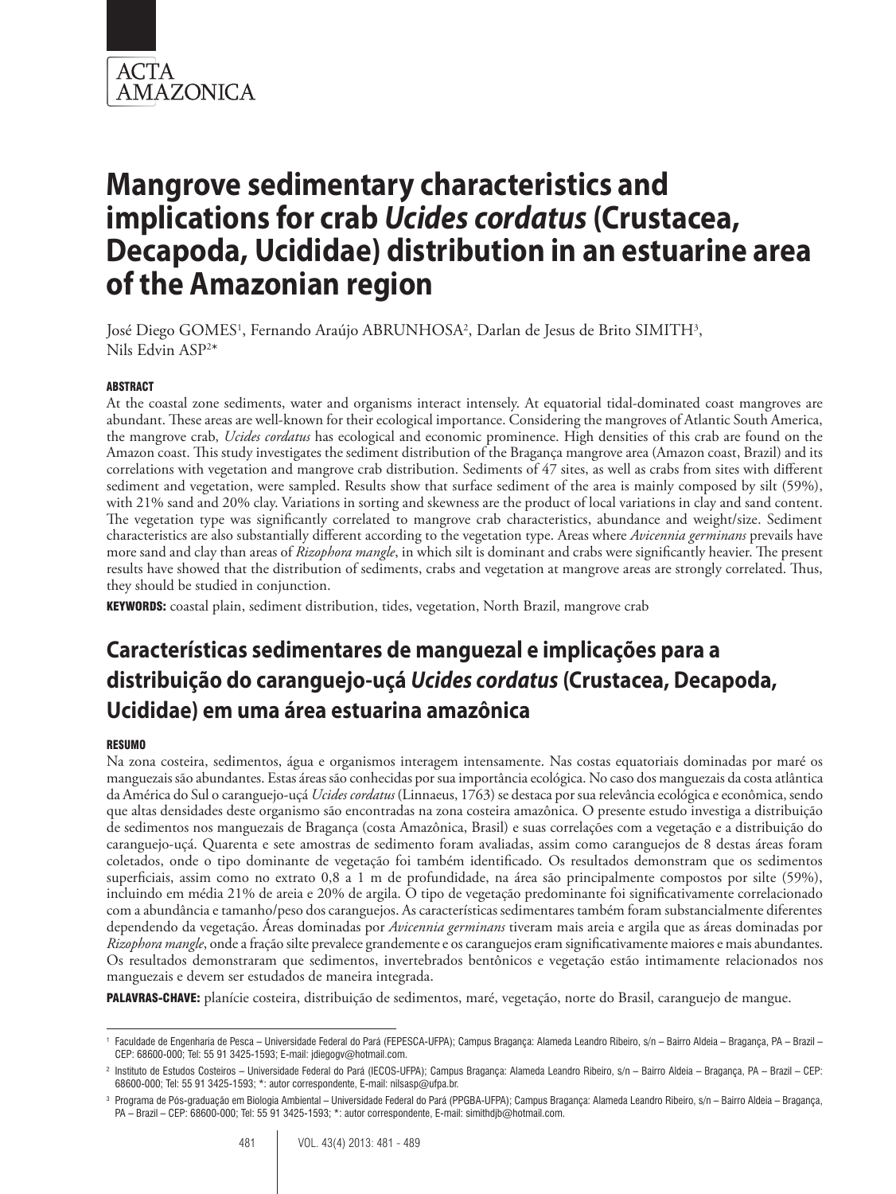ACTA AMAZONICA

# Mangrove sedimentary characteristics and implications for crab *Ucides cordatus* (Crustacea, Decapoda, Ucididae) distribution in an estuarine area of the Amazonian region

José Diego GOMES[1], Fernando Araújo ABRUNHOSA[2], Darlan de Jesus de Brito SIMITH[3], Nils Edvin ASP[2]*

## ABSTRACT

At the coastal zone sediments, water and organisms interact intensely. At equatorial tidal-dominated coast mangroves are abundant. These areas are well-known for their ecological importance. Considering the mangroves of Atlantic South America, the mangrove crab, *Ucides cordatus* has ecological and economic prominence. High densities of this crab are found on the Amazon coast. This study investigates the sediment distribution of the Bragança mangrove area (Amazon coast, Brazil) and its correlations with vegetation and mangrove crab distribution. Sediments of 47 sites, as well as crabs from sites with different sediment and vegetation, were sampled. Results show that surface sediment of the area is mainly composed by silt (59%), with 21% sand and 20% clay. Variations in sorting and skewness are the product of local variations in clay and sand content. The vegetation type was significantly correlated to mangrove crab characteristics, abundance and weight/size. Sediment characteristics are also substantially different according to the vegetation type. Areas where *Avicennia germinans* prevails have more sand and clay than areas of *Rizophora mangle*, in which silt is dominant and crabs were significantly heavier. The present results have showed that the distribution of sediments, crabs and vegetation at mangrove areas are strongly correlated. Thus, they should be studied in conjunction.

**KEYWORDS:** coastal plain, sediment distribution, tides, vegetation, North Brazil, mangrove crab

# Características sedimentares de manguezal e implicações para a distribuição do caranguejo-uçá *Ucides cordatus* (Crustacea, Decapoda, Ucididae) em uma área estuarina amazônica

## RESUMO

Na zona costeira, sedimentos, água e organismos interagem intensamente. Nas costas equatoriais dominadas por maré os manguezais são abundantes. Estas áreas são conhecidas por sua importância ecológica. No caso dos manguezais da costa atlântica da América do Sul o caranguejo-uçá *Ucides cordatus* (Linnaeus, 1763) se destaca por sua relevância ecológica e econômica, sendo que altas densidades deste organismo são encontradas na zona costeira amazônica. O presente estudo investiga a distribuição de sedimentos nos manguezais de Bragança (costa Amazônica, Brasil) e suas correlações com a vegetação e a distribuição do caranguejo-uçá. Quarenta e sete amostras de sedimento foram avaliadas, assim como caranguejos de 8 destas áreas foram coletados, onde o tipo dominante de vegetação foi também identificado. Os resultados demonstram que os sedimentos superficiais, assim como no extrato 0,8 a 1 m de profundidade, na área são principalmente compostos por silte (59%), incluindo em média 21% de areia e 20% de argila. O tipo de vegetação predominante foi significativamente correlacionado com a abundância e tamanho/peso dos caranguejos. As características sedimentares também foram substancialmente diferentes dependendo da vegetação. Áreas dominadas por *Avicennia germinans* tiveram mais areia e argila que as áreas dominadas por *Rizophora mangle*, onde a fração silte prevalece grandemente e os caranguejos eram significativamente maiores e mais abundantes. Os resultados demonstraram que sedimentos, invertebrados bentônicos e vegetação estão intimamente relacionados nos manguezais e devem ser estudados de maneira integrada.

**PALAVRAS-CHAVE:** planície costeira, distribuição de sedimentos, maré, vegetação, norte do Brasil, caranguejo de mangue.

---

[1] Faculdade de Engenharia de Pesca – Universidade Federal do Pará (FEPESCA-UFPA); Campus Bragança: Alameda Leandro Ribeiro, s/n – Bairro Aldeia – Bragança, PA – Brazil – CEP: 68600-000; Tel: 55 91 3425-1593; E-mail: jdiegogv@hotmail.com.

[2] Instituto de Estudos Costeiros – Universidade Federal do Pará (IECOS-UFPA); Campus Bragança: Alameda Leandro Ribeiro, s/n – Bairro Aldeia – Bragança, PA – Brazil – CEP: 68600-000; Tel: 55 91 3425-1593; *: autor correspondente, E-mail: nilsasp@ufpa.br.

[3] Programa de Pós-graduação em Biologia Ambiental – Universidade Federal do Pará (PPGBA-UFPA); Campus Bragança: Alameda Leandro Ribeiro, s/n – Bairro Aldeia – Bragança, PA – Brazil – CEP: 68600-000; Tel: 55 91 3425-1593; *: autor correspondente, E-mail: simithdjb@hotmail.com.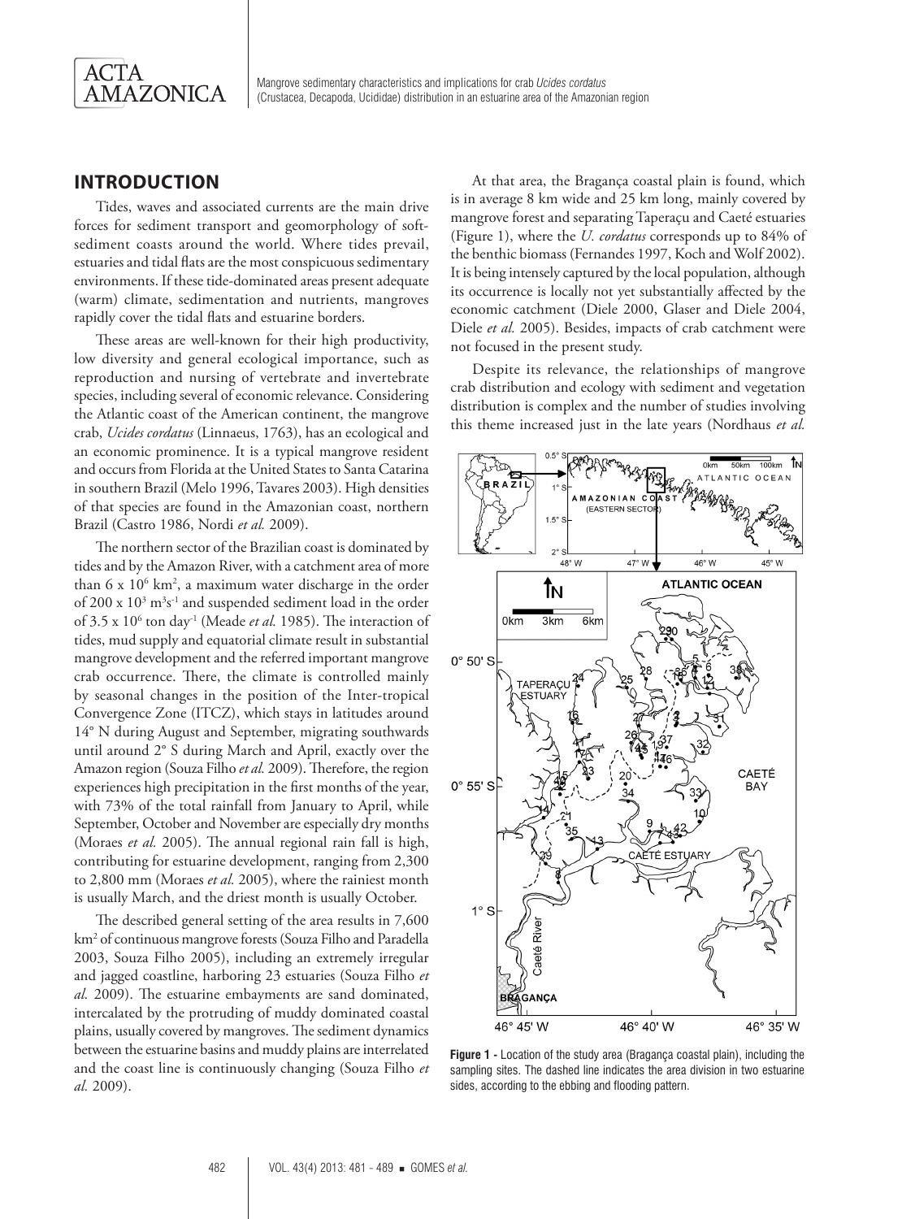## INTRODUCTION

Tides, waves and associated currents are the main drive forces for sediment transport and geomorphology of soft-sediment coasts around the world. Where tides prevail, estuaries and tidal flats are the most conspicuous sedimentary environments. If these tide-dominated areas present adequate (warm) climate, sedimentation and nutrients, mangroves rapidly cover the tidal flats and estuarine borders.

These areas are well-known for their high productivity, low diversity and general ecological importance, such as reproduction and nursing of vertebrate and invertebrate species, including several of economic relevance. Considering the Atlantic coast of the American continent, the mangrove crab, *Ucides cordatus* (Linnaeus, 1763), has an ecological and an economic prominence. It is a typical mangrove resident and occurs from Florida at the United States to Santa Catarina in southern Brazil (Melo 1996, Tavares 2003). High densities of that species are found in the Amazonian coast, northern Brazil (Castro 1986, Nordi *et al.* 2009).

The northern sector of the Brazilian coast is dominated by tides and by the Amazon River, with a catchment area of more than $6 \times 10^6$ km$^2$, a maximum water discharge in the order of $200 \times 10^3$ m$^3$s$^{-1}$ and suspended sediment load in the order of $3.5 \times 10^6$ ton day$^{-1}$ (Meade *et al.* 1985). The interaction of tides, mud supply and equatorial climate result in substantial mangrove development and the referred important mangrove crab occurrence. There, the climate is controlled mainly by seasonal changes in the position of the Inter-tropical Convergence Zone (ITCZ), which stays in latitudes around 14° N during August and September, migrating southwards until around 2° S during March and April, exactly over the Amazon region (Souza Filho *et al.* 2009). Therefore, the region experiences high precipitation in the first months of the year, with 73% of the total rainfall from January to April, while September, October and November are especially dry months (Moraes *et al.* 2005). The annual regional rain fall is high, contributing for estuarine development, ranging from 2,300 to 2,800 mm (Moraes *et al.* 2005), where the rainiest month is usually March, and the driest month is usually October.

The described general setting of the area results in 7,600 km$^2$ of continuous mangrove forests (Souza Filho and Paradella 2003, Souza Filho 2005), including an extremely irregular and jagged coastline, harboring 23 estuaries (Souza Filho *et al.* 2009). The estuarine embayments are sand dominated, intercalated by the protruding of muddy dominated coastal plains, usually covered by mangroves. The sediment dynamics between the estuarine basins and muddy plains are interrelated and the coast line is continuously changing (Souza Filho *et al.* 2009).

At that area, the Bragança coastal plain is found, which is in average 8 km wide and 25 km long, mainly covered by mangrove forest and separating Taperaçu and Caeté estuaries (Figure 1), where the *U. cordatus* corresponds up to 84% of the benthic biomass (Fernandes 1997, Koch and Wolf 2002). It is being intensely captured by the local population, although its occurrence is locally not yet substantially affected by the economic catchment (Diele 2000, Glaser and Diele 2004, Diele *et al.* 2005). Besides, impacts of crab catchment were not focused in the present study.

Despite its relevance, the relationships of mangrove crab distribution and ecology with sediment and vegetation distribution is complex and the number of studies involving this theme increased just in the late years (Nordhaus *et al.*

**Figure 1 -** Location of the study area (Bragança coastal plain), including the sampling sites. The dashed line indicates the area division in two estuarine sides, according to the ebbing and flooding pattern.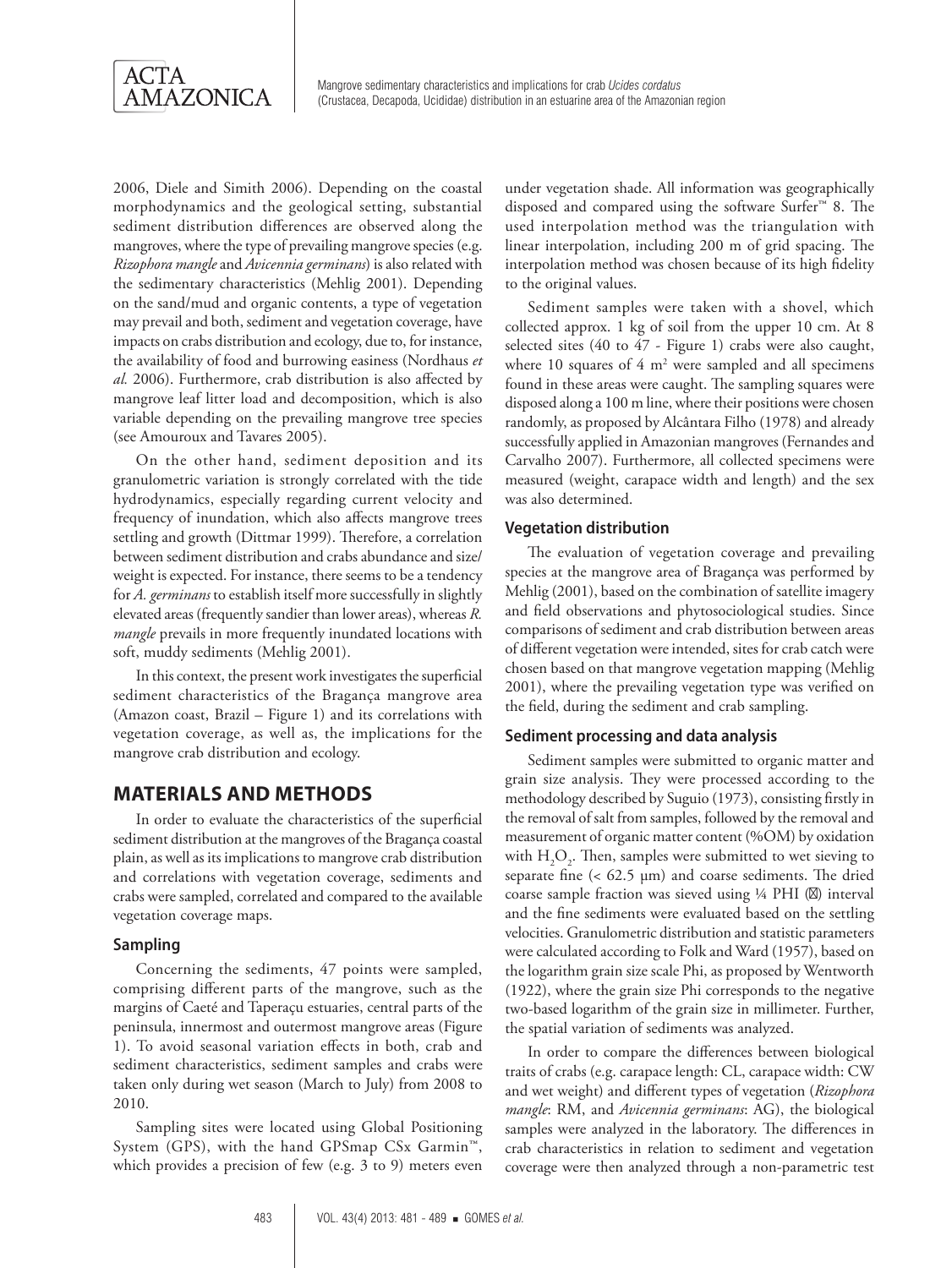2006, Diele and Simith 2006). Depending on the coastal morphodynamics and the geological setting, substantial sediment distribution differences are observed along the mangroves, where the type of prevailing mangrove species (e.g. *Rizophora mangle* and *Avicennia germinans*) is also related with the sedimentary characteristics (Mehlig 2001). Depending on the sand/mud and organic contents, a type of vegetation may prevail and both, sediment and vegetation coverage, have impacts on crabs distribution and ecology, due to, for instance, the availability of food and burrowing easiness (Nordhaus *et al.* 2006). Furthermore, crab distribution is also affected by mangrove leaf litter load and decomposition, which is also variable depending on the prevailing mangrove tree species (see Amouroux and Tavares 2005).

On the other hand, sediment deposition and its granulometric variation is strongly correlated with the tide hydrodynamics, especially regarding current velocity and frequency of inundation, which also affects mangrove trees settling and growth (Dittmar 1999). Therefore, a correlation between sediment distribution and crabs abundance and size/weight is expected. For instance, there seems to be a tendency for *A. germinans* to establish itself more successfully in slightly elevated areas (frequently sandier than lower areas), whereas *R. mangle* prevails in more frequently inundated locations with soft, muddy sediments (Mehlig 2001).

In this context, the present work investigates the superficial sediment characteristics of the Bragança mangrove area (Amazon coast, Brazil – Figure 1) and its correlations with vegetation coverage, as well as, the implications for the mangrove crab distribution and ecology.

## MATERIALS AND METHODS

In order to evaluate the characteristics of the superficial sediment distribution at the mangroves of the Bragança coastal plain, as well as its implications to mangrove crab distribution and correlations with vegetation coverage, sediments and crabs were sampled, correlated and compared to the available vegetation coverage maps.

### Sampling

Concerning the sediments, 47 points were sampled, comprising different parts of the mangrove, such as the margins of Caeté and Taperaçu estuaries, central parts of the peninsula, innermost and outermost mangrove areas (Figure 1). To avoid seasonal variation effects in both, crab and sediment characteristics, sediment samples and crabs were taken only during wet season (March to July) from 2008 to 2010.

Sampling sites were located using Global Positioning System (GPS), with the hand GPSmap CSx Garmin™, which provides a precision of few (e.g. 3 to 9) meters even under vegetation shade. All information was geographically disposed and compared using the software Surfer™ 8. The used interpolation method was the triangulation with linear interpolation, including 200 m of grid spacing. The interpolation method was chosen because of its high fidelity to the original values.

Sediment samples were taken with a shovel, which collected approx. 1 kg of soil from the upper 10 cm. At 8 selected sites (40 to 47 - Figure 1) crabs were also caught, where 10 squares of 4 $m^2$ were sampled and all specimens found in these areas were caught. The sampling squares were disposed along a 100 m line, where their positions were chosen randomly, as proposed by Alcântara Filho (1978) and already successfully applied in Amazonian mangroves (Fernandes and Carvalho 2007). Furthermore, all collected specimens were measured (weight, carapace width and length) and the sex was also determined.

### Vegetation distribution

The evaluation of vegetation coverage and prevailing species at the mangrove area of Bragança was performed by Mehlig (2001), based on the combination of satellite imagery and field observations and phytosociological studies. Since comparisons of sediment and crab distribution between areas of different vegetation were intended, sites for crab catch were chosen based on that mangrove vegetation mapping (Mehlig 2001), where the prevailing vegetation type was verified on the field, during the sediment and crab sampling.

### Sediment processing and data analysis

Sediment samples were submitted to organic matter and grain size analysis. They were processed according to the methodology described by Suguio (1973), consisting firstly in the removal of salt from samples, followed by the removal and measurement of organic matter content (%OM) by oxidation with $H_2O_2$. Then, samples were submitted to wet sieving to separate fine (< 62.5 µm) and coarse sediments. The dried coarse sample fraction was sieved using ¼ PHI ($\phi$) interval and the fine sediments were evaluated based on the settling velocities. Granulometric distribution and statistic parameters were calculated according to Folk and Ward (1957), based on the logarithm grain size scale Phi, as proposed by Wentworth (1922), where the grain size Phi corresponds to the negative two-based logarithm of the grain size in millimeter. Further, the spatial variation of sediments was analyzed.

In order to compare the differences between biological traits of crabs (e.g. carapace length: CL, carapace width: CW and wet weight) and different types of vegetation (*Rizophora mangle*: RM, and *Avicennia germinans*: AG), the biological samples were analyzed in the laboratory. The differences in crab characteristics in relation to sediment and vegetation coverage were then analyzed through a non-parametric test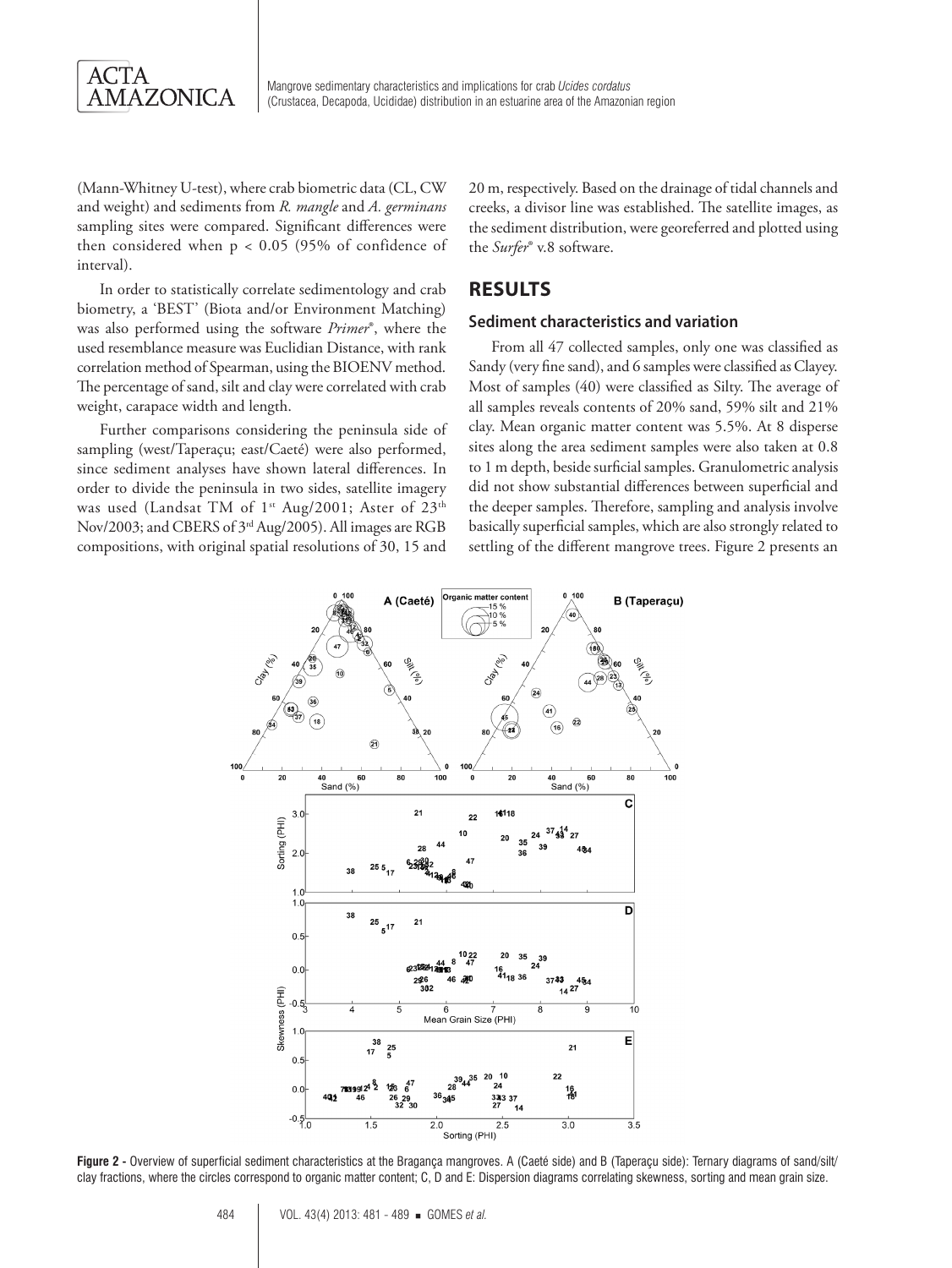(Mann-Whitney U-test), where crab biometric data (CL, CW and weight) and sediments from *R. mangle* and *A. germinans* sampling sites were compared. Significant differences were then considered when $p < 0.05$ (95% of confidence of interval).

In order to statistically correlate sedimentology and crab biometry, a 'BEST' (Biota and/or Environment Matching) was also performed using the software *Primer*®, where the used resemblance measure was Euclidian Distance, with rank correlation method of Spearman, using the BIOENV method. The percentage of sand, silt and clay were correlated with crab weight, carapace width and length.

Further comparisons considering the peninsula side of sampling (west/Taperaçu; east/Caeté) were also performed, since sediment analyses have shown lateral differences. In order to divide the peninsula in two sides, satellite imagery was used (Landsat TM of 1st Aug/2001; Aster of 23th Nov/2003; and CBERS of 3rd Aug/2005). All images are RGB compositions, with original spatial resolutions of 30, 15 and 20 m, respectively. Based on the drainage of tidal channels and creeks, a divisor line was established. The satellite images, as the sediment distribution, were georeferred and plotted using the *Surfer*® v.8 software.

## RESULTS

### Sediment characteristics and variation

From all 47 collected samples, only one was classified as Sandy (very fine sand), and 6 samples were classified as Clayey. Most of samples (40) were classified as Silty. The average of all samples reveals contents of 20% sand, 59% silt and 21% clay. Mean organic matter content was 5.5%. At 8 disperse sites along the area sediment samples were also taken at 0.8 to 1 m depth, beside surficial samples. Granulometric analysis did not show substantial differences between superficial and the deeper samples. Therefore, sampling and analysis involve basically superficial samples, which are also strongly related to settling of the different mangrove trees. Figure 2 presents an

**Figure 2 -** Overview of superficial sediment characteristics at the Bragança mangroves. A (Caeté side) and B (Taperaçu side): Ternary diagrams of sand/silt/clay fractions, where the circles correspond to organic matter content; C, D and E: Dispersion diagrams correlating skewness, sorting and mean grain size.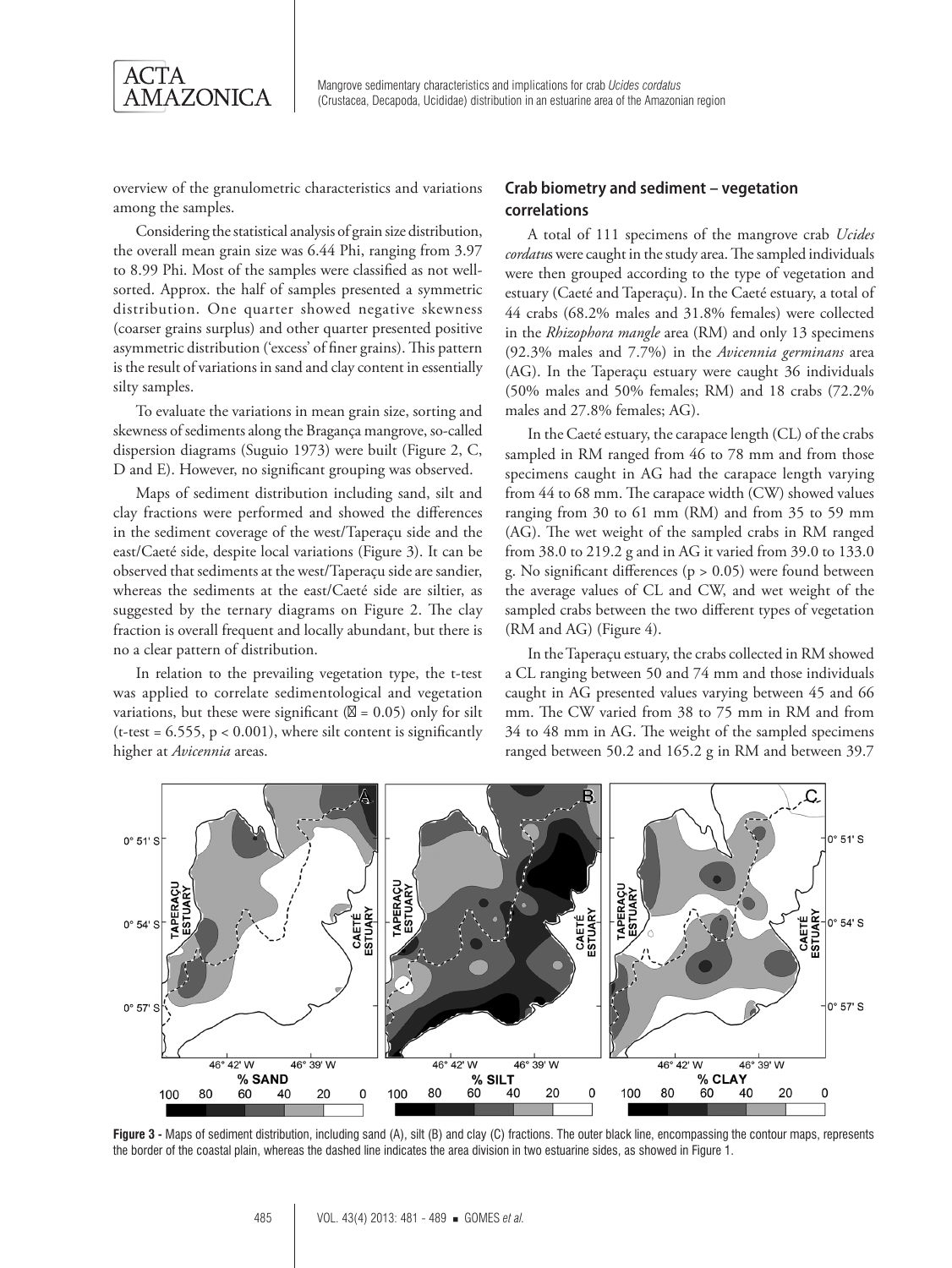overview of the granulometric characteristics and variations among the samples.

Considering the statistical analysis of grain size distribution, the overall mean grain size was 6.44 Phi, ranging from 3.97 to 8.99 Phi. Most of the samples were classified as not well-sorted. Approx. the half of samples presented a symmetric distribution. One quarter showed negative skewness (coarser grains surplus) and other quarter presented positive asymmetric distribution ('excess' of finer grains). This pattern is the result of variations in sand and clay content in essentially silty samples.

To evaluate the variations in mean grain size, sorting and skewness of sediments along the Bragança mangrove, so-called dispersion diagrams (Suguio 1973) were built (Figure 2, C, D and E). However, no significant grouping was observed.

Maps of sediment distribution including sand, silt and clay fractions were performed and showed the differences in the sediment coverage of the west/Taperaçu side and the east/Caeté side, despite local variations (Figure 3). It can be observed that sediments at the west/Taperaçu side are sandier, whereas the sediments at the east/Caeté side are siltier, as suggested by the ternary diagrams on Figure 2. The clay fraction is overall frequent and locally abundant, but there is no a clear pattern of distribution.

In relation to the prevailing vegetation type, the t-test was applied to correlate sedimentological and vegetation variations, but these were significant ($\alpha = 0.05$) only for silt (t-test = 6.555, $p < 0.001$), where silt content is significantly higher at *Avicennia* areas.

## Crab biometry and sediment – vegetation correlations

A total of 111 specimens of the mangrove crab *Ucides cordatus* were caught in the study area. The sampled individuals were then grouped according to the type of vegetation and estuary (Caeté and Taperaçu). In the Caeté estuary, a total of 44 crabs (68.2% males and 31.8% females) were collected in the *Rhizophora mangle* area (RM) and only 13 specimens (92.3% males and 7.7%) in the *Avicennia germinans* area (AG). In the Taperaçu estuary were caught 36 individuals (50% males and 50% females; RM) and 18 crabs (72.2% males and 27.8% females; AG).

In the Caeté estuary, the carapace length (CL) of the crabs sampled in RM ranged from 46 to 78 mm and from those specimens caught in AG had the carapace length varying from 44 to 68 mm. The carapace width (CW) showed values ranging from 30 to 61 mm (RM) and from 35 to 59 mm (AG). The wet weight of the sampled crabs in RM ranged from 38.0 to 219.2 g and in AG it varied from 39.0 to 133.0 g. No significant differences ($p > 0.05$) were found between the average values of CL and CW, and wet weight of the sampled crabs between the two different types of vegetation (RM and AG) (Figure 4).

In the Taperaçu estuary, the crabs collected in RM showed a CL ranging between 50 and 74 mm and those individuals caught in AG presented values varying between 45 and 66 mm. The CW varied from 38 to 75 mm in RM and from 34 to 48 mm in AG. The weight of the sampled specimens ranged between 50.2 and 165.2 g in RM and between 39.7

**Figure 3 -** Maps of sediment distribution, including sand (A), silt (B) and clay (C) fractions. The outer black line, encompassing the contour maps, represents the border of the coastal plain, whereas the dashed line indicates the area division in two estuarine sides, as showed in Figure 1.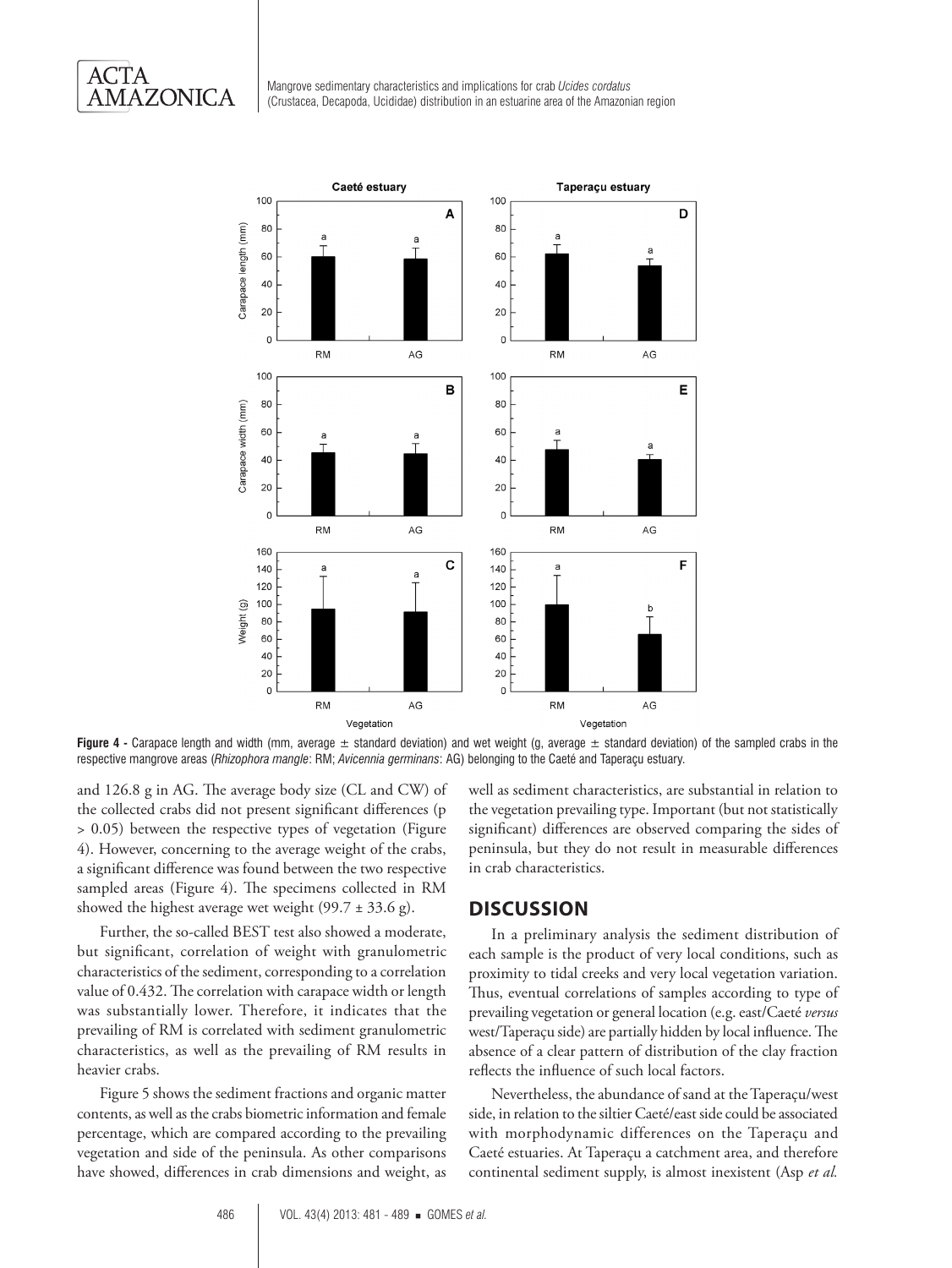**Figure 4 -** Carapace length and width (mm, average ± standard deviation) and wet weight (g, average ± standard deviation) of the sampled crabs in the respective mangrove areas (*Rhizophora mangle*: RM; *Avicennia germinans*: AG) belonging to the Caeté and Taperaçu estuary.

and 126.8 g in AG. The average body size (CL and CW) of the collected crabs did not present significant differences ($p > 0.05$) between the respective types of vegetation (Figure 4). However, concerning to the average weight of the crabs, a significant difference was found between the two respective sampled areas (Figure 4). The specimens collected in RM showed the highest average wet weight (99.7 ± 33.6 g).

Further, the so-called BEST test also showed a moderate, but significant, correlation of weight with granulometric characteristics of the sediment, corresponding to a correlation value of 0.432. The correlation with carapace width or length was substantially lower. Therefore, it indicates that the prevailing of RM is correlated with sediment granulometric characteristics, as well as the prevailing of RM results in heavier crabs.

Figure 5 shows the sediment fractions and organic matter contents, as well as the crabs biometric information and female percentage, which are compared according to the prevailing vegetation and side of the peninsula. As other comparisons have showed, differences in crab dimensions and weight, as well as sediment characteristics, are substantial in relation to the vegetation prevailing type. Important (but not statistically significant) differences are observed comparing the sides of peninsula, but they do not result in measurable differences in crab characteristics.

## DISCUSSION

In a preliminary analysis the sediment distribution of each sample is the product of very local conditions, such as proximity to tidal creeks and very local vegetation variation. Thus, eventual correlations of samples according to type of prevailing vegetation or general location (e.g. east/Caeté *versus* west/Taperaçu side) are partially hidden by local influence. The absence of a clear pattern of distribution of the clay fraction reflects the influence of such local factors.

Nevertheless, the abundance of sand at the Taperaçu/west side, in relation to the siltier Caeté/east side could be associated with morphodynamic differences on the Taperaçu and Caeté estuaries. At Taperaçu a catchment area, and therefore continental sediment supply, is almost inexistent (Asp *et al.*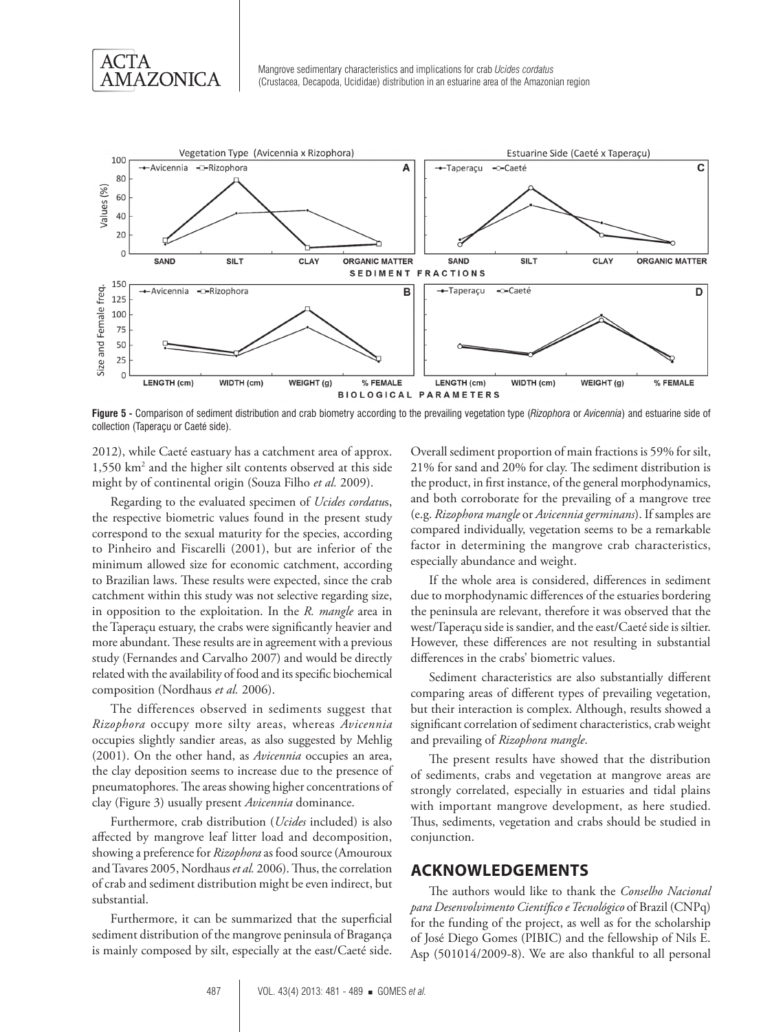**Figure 5 -** Comparison of sediment distribution and crab biometry according to the prevailing vegetation type (*Rizophora* or *Avicennia*) and estuarine side of collection (Taperaçu or Caeté side).

2012), while Caeté eastuary has a catchment area of approx. 1,550 km$^2$ and the higher silt contents observed at this side might by of continental origin (Souza Filho *et al.* 2009).

Regarding to the evaluated specimen of *Ucides cordatu*s, the respective biometric values found in the present study correspond to the sexual maturity for the species, according to Pinheiro and Fiscarelli (2001), but are inferior of the minimum allowed size for economic catchment, according to Brazilian laws. These results were expected, since the crab catchment within this study was not selective regarding size, in opposition to the exploitation. In the *R. mangle* area in the Taperaçu estuary, the crabs were significantly heavier and more abundant. These results are in agreement with a previous study (Fernandes and Carvalho 2007) and would be directly related with the availability of food and its specific biochemical composition (Nordhaus *et al.* 2006).

The differences observed in sediments suggest that *Rizophora* occupy more silty areas, whereas *Avicennia* occupies slightly sandier areas, as also suggested by Mehlig (2001). On the other hand, as *Avicennia* occupies an area, the clay deposition seems to increase due to the presence of pneumatophores. The areas showing higher concentrations of clay (Figure 3) usually present *Avicennia* dominance.

Furthermore, crab distribution (*Ucides* included) is also affected by mangrove leaf litter load and decomposition, showing a preference for *Rizophora* as food source (Amouroux and Tavares 2005, Nordhaus *et al.* 2006). Thus, the correlation of crab and sediment distribution might be even indirect, but substantial.

Furthermore, it can be summarized that the superficial sediment distribution of the mangrove peninsula of Bragança is mainly composed by silt, especially at the east/Caeté side. Overall sediment proportion of main fractions is 59% for silt, 21% for sand and 20% for clay. The sediment distribution is the product, in first instance, of the general morphodynamics, and both corroborate for the prevailing of a mangrove tree (e.g. *Rizophora mangle* or *Avicennia germinans*). If samples are compared individually, vegetation seems to be a remarkable factor in determining the mangrove crab characteristics, especially abundance and weight.

If the whole area is considered, differences in sediment due to morphodynamic differences of the estuaries bordering the peninsula are relevant, therefore it was observed that the west/Taperaçu side is sandier, and the east/Caeté side is siltier. However, these differences are not resulting in substantial differences in the crabs' biometric values.

Sediment characteristics are also substantially different comparing areas of different types of prevailing vegetation, but their interaction is complex. Although, results showed a significant correlation of sediment characteristics, crab weight and prevailing of *Rizophora mangle*.

The present results have showed that the distribution of sediments, crabs and vegetation at mangrove areas are strongly correlated, especially in estuaries and tidal plains with important mangrove development, as here studied. Thus, sediments, vegetation and crabs should be studied in conjunction.

## ACKNOWLEDGEMENTS

The authors would like to thank the *Conselho Nacional para Desenvolvimento Científico e Tecnológico* of Brazil (CNPq) for the funding of the project, as well as for the scholarship of José Diego Gomes (PIBIC) and the fellowship of Nils E. Asp (501014/2009-8). We are also thankful to all personal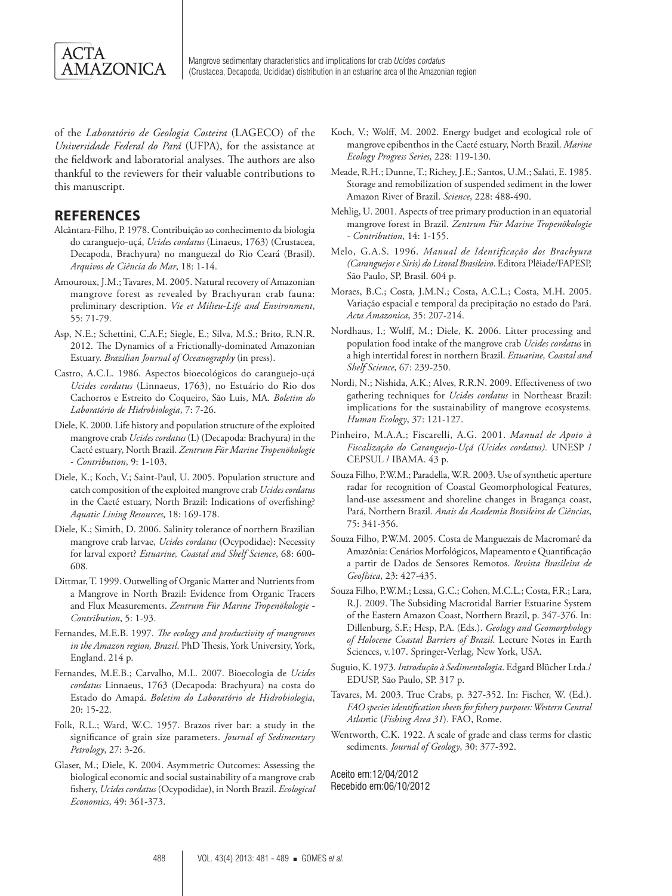of the *Laboratório de Geologia Costeira* (LAGECO) of the *Universidade Federal do Pará* (UFPA), for the assistance at the fieldwork and laboratorial analyses. The authors are also thankful to the reviewers for their valuable contributions to this manuscript.

## REFERENCES

Alcântara-Filho, P. 1978. Contribuição ao conhecimento da biologia do caranguejo-uçá, *Ucides cordatus* (Linaeus, 1763) (Crustacea, Decapoda, Brachyura) no manguezal do Rio Ceará (Brasil). *Arquivos de Ciência do Mar*, 18: 1-14.

Amouroux, J.M.; Tavares, M. 2005. Natural recovery of Amazonian mangrove forest as revealed by Brachyuran crab fauna: preliminary description. *Vie et Milieu-Life and Environment*, 55: 71-79.

Asp, N.E.; Schettini, C.A.F.; Siegle, E.; Silva, M.S.; Brito, R.N.R. 2012. The Dynamics of a Frictionally-dominated Amazonian Estuary. *Brazilian Journal of Oceanography* (in press).

Castro, A.C.L. 1986. Aspectos bioecológicos do caranguejo-uçá *Ucides cordatus* (Linnaeus, 1763), no Estuário do Rio dos Cachorros e Estreito do Coqueiro, São Luis, MA. *Boletim do Laboratório de Hidrobiologia*, 7: 7-26.

Diele, K. 2000. Life history and population structure of the exploited mangrove crab *Ucides cordatus* (L) (Decapoda: Brachyura) in the Caeté estuary, North Brazil. *Zentrum Für Marine Tropenökologie - Contribution*, 9: 1-103.

Diele, K.; Koch, V.; Saint-Paul, U. 2005. Population structure and catch composition of the exploited mangrove crab *Ucides cordatus* in the Caeté estuary, North Brazil: Indications of overfishing? *Aquatic Living Resources*, 18: 169-178.

Diele, K.; Simith, D. 2006. Salinity tolerance of northern Brazilian mangrove crab larvae, *Ucides cordatus* (Ocypodidae): Necessity for larval export? *Estuarine, Coastal and Shelf Science*, 68: 600-608.

Dittmar, T. 1999. Outwelling of Organic Matter and Nutrients from a Mangrove in North Brazil: Evidence from Organic Tracers and Flux Measurements. *Zentrum Für Marine Tropenökologie - Contribution*, 5: 1-93.

Fernandes, M.E.B. 1997. *The ecology and productivity of mangroves in the Amazon region, Brazil*. PhD Thesis, York University, York, England. 214 p.

Fernandes, M.E.B.; Carvalho, M.L. 2007. Bioecologia de *Ucides cordatus* Linnaeus, 1763 (Decapoda: Brachyura) na costa do Estado do Amapá. *Boletim do Laboratório de Hidrobiologia*, 20: 15-22.

Folk, R.L.; Ward, W.C. 1957. Brazos river bar: a study in the significance of grain size parameters. *Journal of Sedimentary Petrology*, 27: 3-26.

Glaser, M.; Diele, K. 2004. Asymmetric Outcomes: Assessing the biological economic and social sustainability of a mangrove crab fishery, *Ucides cordatus* (Ocypodidae), in North Brazil. *Ecological Economics*, 49: 361-373.

Koch, V.; Wolff, M. 2002. Energy budget and ecological role of mangrove epibenthos in the Caeté estuary, North Brazil. *Marine Ecology Progress Series*, 228: 119-130.

Meade, R.H.; Dunne, T.; Richey, J.E.; Santos, U.M.; Salati, E. 1985. Storage and remobilization of suspended sediment in the lower Amazon River of Brazil. *Science*, 228: 488-490.

Mehlig, U. 2001. Aspects of tree primary production in an equatorial mangrove forest in Brazil. *Zentrum Für Marine Tropenökologie - Contribution*, 14: 1-155.

Melo, G.A.S. 1996. *Manual de Identificação dos Brachyura (Caranguejos e Siris) do Litoral Brasileiro*. Editora Plêiade/FAPESP, São Paulo, SP, Brasil. 604 p.

Moraes, B.C.; Costa, J.M.N.; Costa, A.C.L.; Costa, M.H. 2005. Variação espacial e temporal da precipitação no estado do Pará. *Acta Amazonica*, 35: 207-214.

Nordhaus, I.; Wolff, M.; Diele, K. 2006. Litter processing and population food intake of the mangrove crab *Ucides cordatus* in a high intertidal forest in northern Brazil. *Estuarine, Coastal and Shelf Science*, 67: 239-250.

Nordi, N.; Nishida, A.K.; Alves, R.R.N. 2009. Effectiveness of two gathering techniques for *Ucides cordatus* in Northeast Brazil: implications for the sustainability of mangrove ecosystems. *Human Ecology*, 37: 121-127.

Pinheiro, M.A.A.; Fiscarelli, A.G. 2001. *Manual de Apoio à Fiscalização do Caranguejo-Uçá (Ucides cordatus)*. UNESP / CEPSUL / IBAMA. 43 p.

Souza Filho, P.W.M.; Paradella, W.R. 2003. Use of synthetic aperture radar for recognition of Coastal Geomorphological Features, land-use assessment and shoreline changes in Bragança coast, Pará, Northern Brazil. *Anais da Academia Brasileira de Ciências*, 75: 341-356.

Souza Filho, P.W.M. 2005. Costa de Manguezais de Macromaré da Amazônia: Cenários Morfológicos, Mapeamento e Quantificação a partir de Dados de Sensores Remotos. *Revista Brasileira de Geofísica*, 23: 427-435.

Souza Filho, P.W.M.; Lessa, G.C.; Cohen, M.C.L.; Costa, F.R.; Lara, R.J. 2009. The Subsiding Macrotidal Barrier Estuarine System of the Eastern Amazon Coast, Northern Brazil, p. 347-376. In: Dillenburg, S.F.; Hesp, P.A. (Eds.). *Geology and Geomorphology of Holocene Coastal Barriers of Brazil*. Lecture Notes in Earth Sciences, v.107. Springer-Verlag, New York, USA.

Suguio, K. 1973. *Introdução à Sedimentologia*. Edgard Blücher Ltda./ EDUSP, São Paulo, SP. 317 p.

Tavares, M. 2003. True Crabs, p. 327-352. In: Fischer, W. (Ed.). *FAO species identification sheets for fishery purposes: Western Central Atlan*tic (*Fishing Area 31*). FAO, Rome.

Wentworth, C.K. 1922. A scale of grade and class terms for clastic sediments. *Journal of Geology*, 30: 377-392.

Aceito em:12/04/2012
Recebido em:06/10/2012